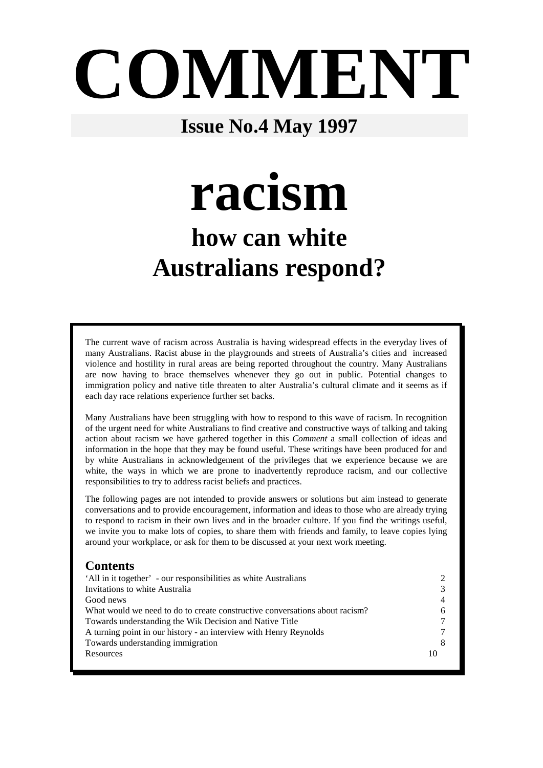# COMMENT

**Issue No.4 May 1997**

# racism

## how can white Australians respond?

The current wave of racism across Australia is having widespread effects in the everyday lives of many Australians. Racist abuse in the playgrounds and streets of Australia's cities and increased violence and hostility in rural areas are being reported throughout the country. Many Australians are now having to brace themselves whenever they go out in public. Potential changes to immigration policy and native title threaten to alter Australia's cultural climate and it seems as if each day race relations experience further set backs.

Many Australians have been struggling with how to respond to this wave of racism. In recognition of the urgent need for white Australians to find creative and constructive ways of talking and taking action about racism we have gathered together in this *Comment* a small collection of ideas and information in the hope that they may be found useful. These writings have been produced for and by white Australians in acknowledgement of the privileges that we experience because we are white, the ways in which we are prone to inadvertently reproduce racism, and our collective responsibilities to try to address racist beliefs and practices.

The following pages are not intended to provide answers or solutions but aim instead to generate conversations and to provide encouragement, information and ideas to those who are already trying to respond to racism in their own lives and in the broader culture. If you find the writings useful, we invite you to make lots of copies, to share them with friends and family, to leave copies lying around your workplace, or ask for them to be discussed at your next work meeting.

### Contents

| | |
|---|---|
| 'All in it together' - our responsibilities as white Australians | 2 |
| Invitations to white Australia | 3 |
| Good news | 4 |
| What would we need to do to create constructive conversations about racism? | 6 |
| Towards understanding the Wik Decision and Native Title | 7 |
| A turning point in our history - an interview with Henry Reynolds | 7 |
| Towards understanding immigration | 8 |
| Resources | 10 |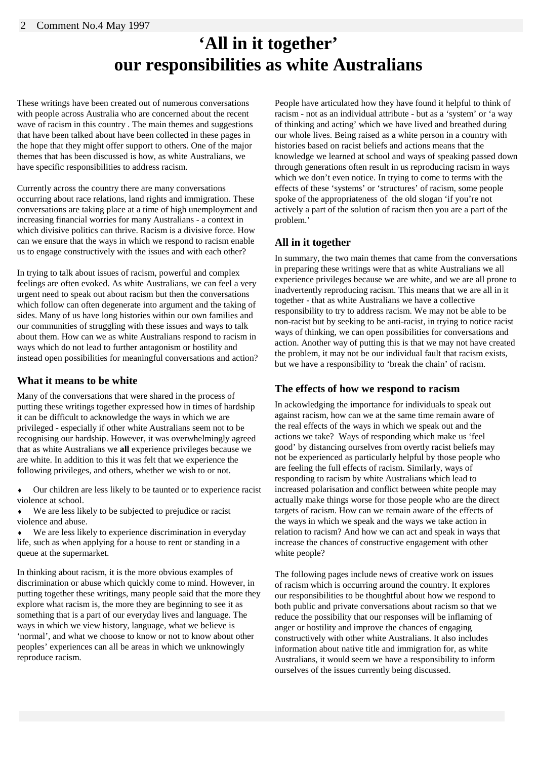# 'All in it together' our responsibilities as white Australians

These writings have been created out of numerous conversations with people across Australia who are concerned about the recent wave of racism in this country . The main themes and suggestions that have been talked about have been collected in these pages in the hope that they might offer support to others. One of the major themes that has been discussed is how, as white Australians, we have specific responsibilities to address racism.

Currently across the country there are many conversations occurring about race relations, land rights and immigration. These conversations are taking place at a time of high unemployment and increasing financial worries for many Australians - a context in which divisive politics can thrive. Racism is a divisive force. How can we ensure that the ways in which we respond to racism enable us to engage constructively with the issues and with each other?

In trying to talk about issues of racism, powerful and complex feelings are often evoked. As white Australians, we can feel a very urgent need to speak out about racism but then the conversations which follow can often degenerate into argument and the taking of sides. Many of us have long histories within our own families and our communities of struggling with these issues and ways to talk about them. How can we as white Australians respond to racism in ways which do not lead to further antagonism or hostility and instead open possibilities for meaningful conversations and action?

## What it means to be white

Many of the conversations that were shared in the process of putting these writings together expressed how in times of hardship it can be difficult to acknowledge the ways in which we are privileged - especially if other white Australians seem not to be recognising our hardship. However, it was overwhelmingly agreed that as white Australians we **all** experience privileges because we are white. In addition to this it was felt that we experience the following privileges, and others, whether we wish to or not.

- Our children are less likely to be taunted or to experience racist violence at school.
- We are less likely to be subjected to prejudice or racist violence and abuse.
- We are less likely to experience discrimination in everyday life, such as when applying for a house to rent or standing in a queue at the supermarket.

In thinking about racism, it is the more obvious examples of discrimination or abuse which quickly come to mind. However, in putting together these writings, many people said that the more they explore what racism is, the more they are beginning to see it as something that is a part of our everyday lives and language. The ways in which we view history, language, what we believe is 'normal', and what we choose to know or not to know about other peoples' experiences can all be areas in which we unknowingly reproduce racism.

People have articulated how they have found it helpful to think of racism - not as an individual attribute - but as a 'system' or 'a way of thinking and acting' which we have lived and breathed during our whole lives. Being raised as a white person in a country with histories based on racist beliefs and actions means that the knowledge we learned at school and ways of speaking passed down through generations often result in us reproducing racism in ways which we don't even notice. In trying to come to terms with the effects of these 'systems' or 'structures' of racism, some people spoke of the appropriateness of the old slogan 'if you're not actively a part of the solution of racism then you are a part of the problem.'

## All in it together

In summary, the two main themes that came from the conversations in preparing these writings were that as white Australians we all experience privileges because we are white, and we are all prone to inadvertently reproducing racism. This means that we are all in it together - that as white Australians we have a collective responsibility to try to address racism. We may not be able to be non-racist but by seeking to be anti-racist, in trying to notice racist ways of thinking, we can open possibilities for conversations and action. Another way of putting this is that we may not have created the problem, it may not be our individual fault that racism exists, but we have a responsibility to 'break the chain' of racism.

## The effects of how we respond to racism

In ackowledging the importance for individuals to speak out against racism, how can we at the same time remain aware of the real effects of the ways in which we speak out and the actions we take? Ways of responding which make us 'feel good' by distancing ourselves from overtly racist beliefs may not be experienced as particularly helpful by those people who are feeling the full effects of racism. Similarly, ways of responding to racism by white Australians which lead to increased polarisation and conflict between white people may actually make things worse for those people who are the direct targets of racism. How can we remain aware of the effects of the ways in which we speak and the ways we take action in relation to racism? And how we can act and speak in ways that increase the chances of constructive engagement with other white people?

The following pages include news of creative work on issues of racism which is occurring around the country. It explores our responsibilities to be thoughtful about how we respond to both public and private conversations about racism so that we reduce the possibility that our responses will be inflaming of anger or hostility and improve the chances of engaging constructively with other white Australians. It also includes information about native title and immigration for, as white Australians, it would seem we have a responsibility to inform ourselves of the issues currently being discussed.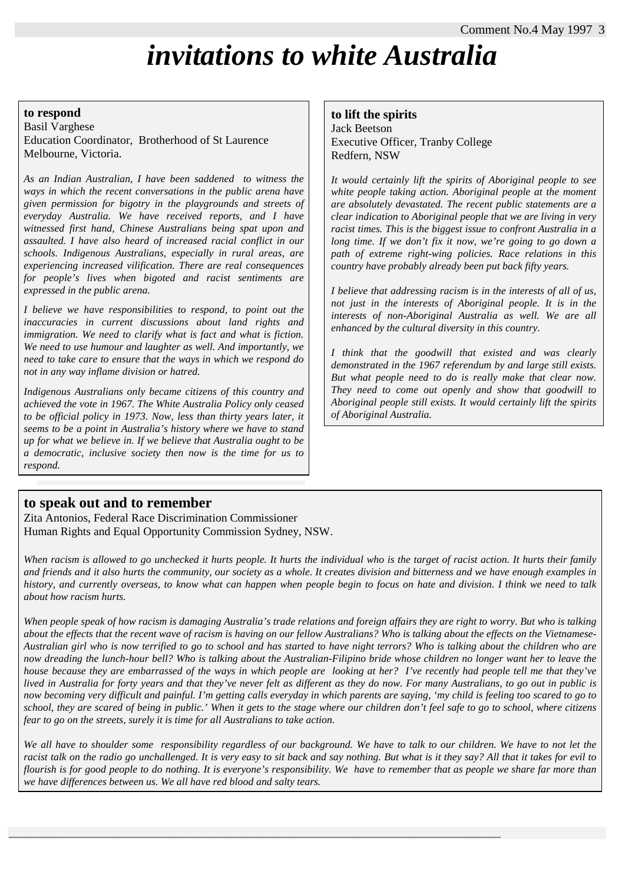# *invitations to white Australia*

## to respond

Basil Varghese
Education Coordinator, Brotherhood of St Laurence
Melbourne, Victoria.

*As an Indian Australian, I have been saddened to witness the ways in which the recent conversations in the public arena have given permission for bigotry in the playgrounds and streets of everyday Australia. We have received reports, and I have witnessed first hand, Chinese Australians being spat upon and assaulted. I have also heard of increased racial conflict in our schools. Indigenous Australians, especially in rural areas, are experiencing increased vilification. There are real consequences for people's lives when bigoted and racist sentiments are expressed in the public arena.*

*I believe we have responsibilities to respond, to point out the inaccuracies in current discussions about land rights and immigration. We need to clarify what is fact and what is fiction. We need to use humour and laughter as well. And importantly, we need to take care to ensure that the ways in which we respond do not in any way inflame division or hatred.*

*Indigenous Australians only became citizens of this country and achieved the vote in 1967. The White Australia Policy only ceased to be official policy in 1973. Now, less than thirty years later, it seems to be a point in Australia's history where we have to stand up for what we believe in. If we believe that Australia ought to be a democratic, inclusive society then now is the time for us to respond.*

## to lift the spirits

Jack Beetson
Executive Officer, Tranby College
Redfern, NSW

*It would certainly lift the spirits of Aboriginal people to see white people taking action. Aboriginal people at the moment are absolutely devastated. The recent public statements are a clear indication to Aboriginal people that we are living in very racist times. This is the biggest issue to confront Australia in a long time. If we don't fix it now, we're going to go down a path of extreme right-wing policies. Race relations in this country have probably already been put back fifty years.*

*I believe that addressing racism is in the interests of all of us, not just in the interests of Aboriginal people. It is in the interests of non-Aboriginal Australia as well. We are all enhanced by the cultural diversity in this country.*

*I think that the goodwill that existed and was clearly demonstrated in the 1967 referendum by and large still exists. But what people need to do is really make that clear now. They need to come out openly and show that goodwill to Aboriginal people still exists. It would certainly lift the spirits of Aboriginal Australia.*

## to speak out and to remember

Zita Antonios, Federal Race Discrimination Commissioner
Human Rights and Equal Opportunity Commission Sydney, NSW.

*When racism is allowed to go unchecked it hurts people. It hurts the individual who is the target of racist action. It hurts their family and friends and it also hurts the community, our society as a whole. It creates division and bitterness and we have enough examples in history, and currently overseas, to know what can happen when people begin to focus on hate and division. I think we need to talk about how racism hurts.*

*When people speak of how racism is damaging Australia's trade relations and foreign affairs they are right to worry. But who is talking about the effects that the recent wave of racism is having on our fellow Australians? Who is talking about the effects on the Vietnamese-Australian girl who is now terrified to go to school and has started to have night terrors? Who is talking about the children who are now dreading the lunch-hour bell? Who is talking about the Australian-Filipino bride whose children no longer want her to leave the house because they are embarrassed of the ways in which people are looking at her? I've recently had people tell me that they've lived in Australia for forty years and that they've never felt as different as they do now. For many Australians, to go out in public is now becoming very difficult and painful. I'm getting calls everyday in which parents are saying, 'my child is feeling too scared to go to school, they are scared of being in public.' When it gets to the stage where our children don't feel safe to go to school, where citizens fear to go on the streets, surely it is time for all Australians to take action.*

*We all have to shoulder some responsibility regardless of our background. We have to talk to our children. We have to not let the racist talk on the radio go unchallenged. It is very easy to sit back and say nothing. But what is it they say? All that it takes for evil to flourish is for good people to do nothing. It is everyone's responsibility. We have to remember that as people we share far more than we have differences between us. We all have red blood and salty tears.*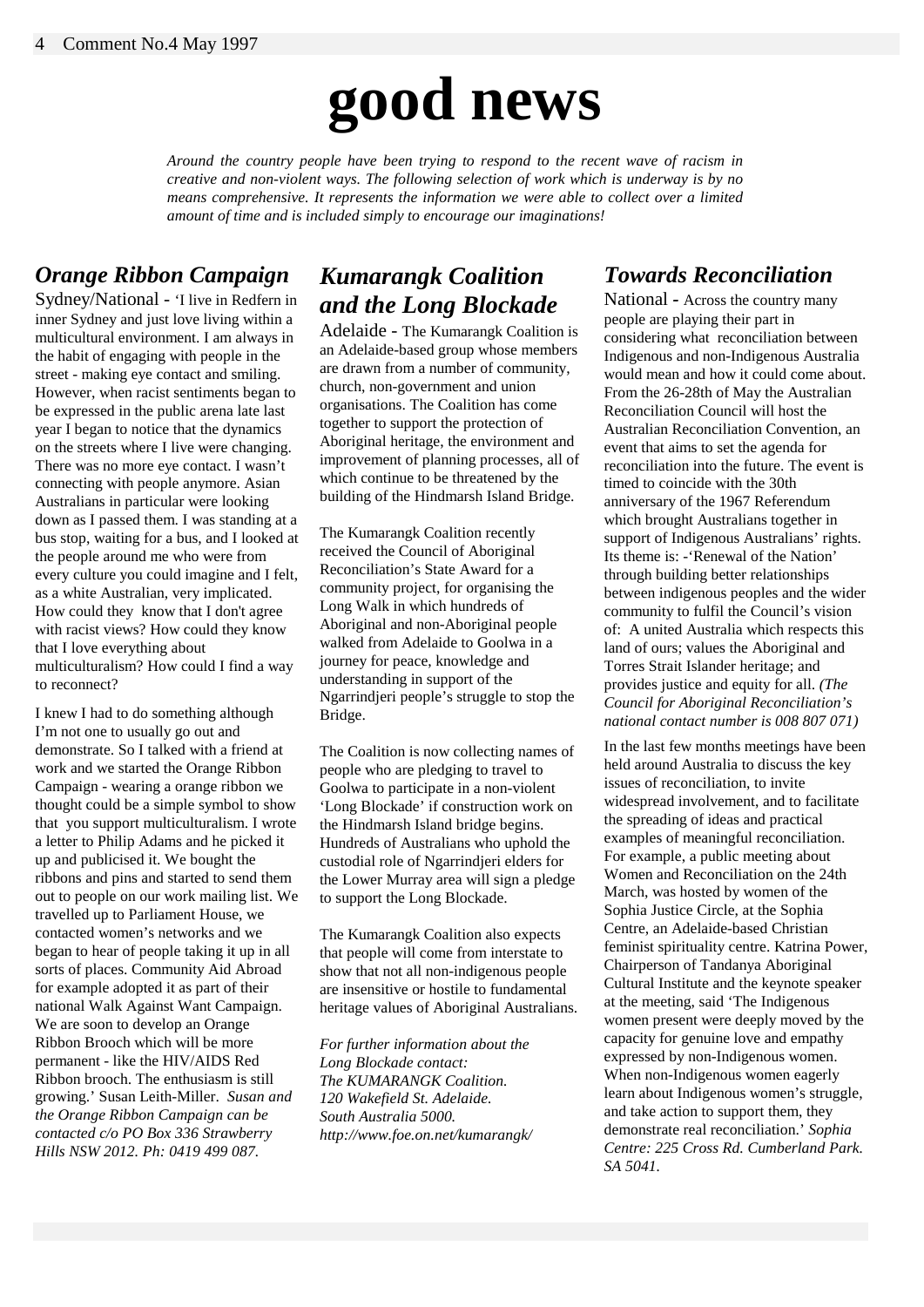# good news

*Around the country people have been trying to respond to the recent wave of racism in creative and non-violent ways. The following selection of work which is underway is by no means comprehensive. It represents the information we were able to collect over a limited amount of time and is included simply to encourage our imaginations!*

## Orange Ribbon Campaign

Sydney/National - 'I live in Redfern in inner Sydney and just love living within a multicultural environment. I am always in the habit of engaging with people in the street - making eye contact and smiling. However, when racist sentiments began to be expressed in the public arena late last year I began to notice that the dynamics on the streets where I live were changing. There was no more eye contact. I wasn't connecting with people anymore. Asian Australians in particular were looking down as I passed them. I was standing at a bus stop, waiting for a bus, and I looked at the people around me who were from every culture you could imagine and I felt, as a white Australian, very implicated. How could they know that I don't agree with racist views? How could they know that I love everything about multiculturalism? How could I find a way to reconnect?

I knew I had to do something although I'm not one to usually go out and demonstrate. So I talked with a friend at work and we started the Orange Ribbon Campaign - wearing a orange ribbon we thought could be a simple symbol to show that you support multiculturalism. I wrote a letter to Philip Adams and he picked it up and publicised it. We bought the ribbons and pins and started to send them out to people on our work mailing list. We travelled up to Parliament House, we contacted women's networks and we began to hear of people taking it up in all sorts of places. Community Aid Abroad for example adopted it as part of their national Walk Against Want Campaign. We are soon to develop an Orange Ribbon Brooch which will be more permanent - like the HIV/AIDS Red Ribbon brooch. The enthusiasm is still growing.' Susan Leith-Miller. *Susan and the Orange Ribbon Campaign can be contacted c/o PO Box 336 Strawberry Hills NSW 2012. Ph: 0419 499 087.*

## Kumarangk Coalition and the Long Blockade

Adelaide - The Kumarangk Coalition is an Adelaide-based group whose members are drawn from a number of community, church, non-government and union organisations. The Coalition has come together to support the protection of Aboriginal heritage, the environment and improvement of planning processes, all of which continue to be threatened by the building of the Hindmarsh Island Bridge.

The Kumarangk Coalition recently received the Council of Aboriginal Reconciliation's State Award for a community project, for organising the Long Walk in which hundreds of Aboriginal and non-Aboriginal people walked from Adelaide to Goolwa in a journey for peace, knowledge and understanding in support of the Ngarrindjeri people's struggle to stop the Bridge.

The Coalition is now collecting names of people who are pledging to travel to Goolwa to participate in a non-violent 'Long Blockade' if construction work on the Hindmarsh Island bridge begins. Hundreds of Australians who uphold the custodial role of Ngarrindjeri elders for the Lower Murray area will sign a pledge to support the Long Blockade.

The Kumarangk Coalition also expects that people will come from interstate to show that not all non-indigenous people are insensitive or hostile to fundamental heritage values of Aboriginal Australians.

*For further information about the Long Blockade contact:*
*The KUMARANGK Coalition.*
*120 Wakefield St. Adelaide.*
*South Australia 5000.*
*http://www.foe.on.net/kumarangk/*

## Towards Reconciliation

National - Across the country many people are playing their part in considering what reconciliation between Indigenous and non-Indigenous Australia would mean and how it could come about. From the 26-28th of May the Australian Reconciliation Council will host the Australian Reconciliation Convention, an event that aims to set the agenda for reconciliation into the future. The event is timed to coincide with the 30th anniversary of the 1967 Referendum which brought Australians together in support of Indigenous Australians' rights. Its theme is: -'Renewal of the Nation' through building better relationships between indigenous peoples and the wider community to fulfil the Council's vision of: A united Australia which respects this land of ours; values the Aboriginal and Torres Strait Islander heritage; and provides justice and equity for all. *(The Council for Aboriginal Reconciliation's national contact number is 008 807 071)*

In the last few months meetings have been held around Australia to discuss the key issues of reconciliation, to invite widespread involvement, and to facilitate the spreading of ideas and practical examples of meaningful reconciliation. For example, a public meeting about Women and Reconciliation on the 24th March, was hosted by women of the Sophia Justice Circle, at the Sophia Centre, an Adelaide-based Christian feminist spirituality centre. Katrina Power, Chairperson of Tandanya Aboriginal Cultural Institute and the keynote speaker at the meeting, said 'The Indigenous women present were deeply moved by the capacity for genuine love and empathy expressed by non-Indigenous women. When non-Indigenous women eagerly learn about Indigenous women's struggle, and take action to support them, they demonstrate real reconciliation.' *Sophia Centre: 225 Cross Rd. Cumberland Park. SA 5041.*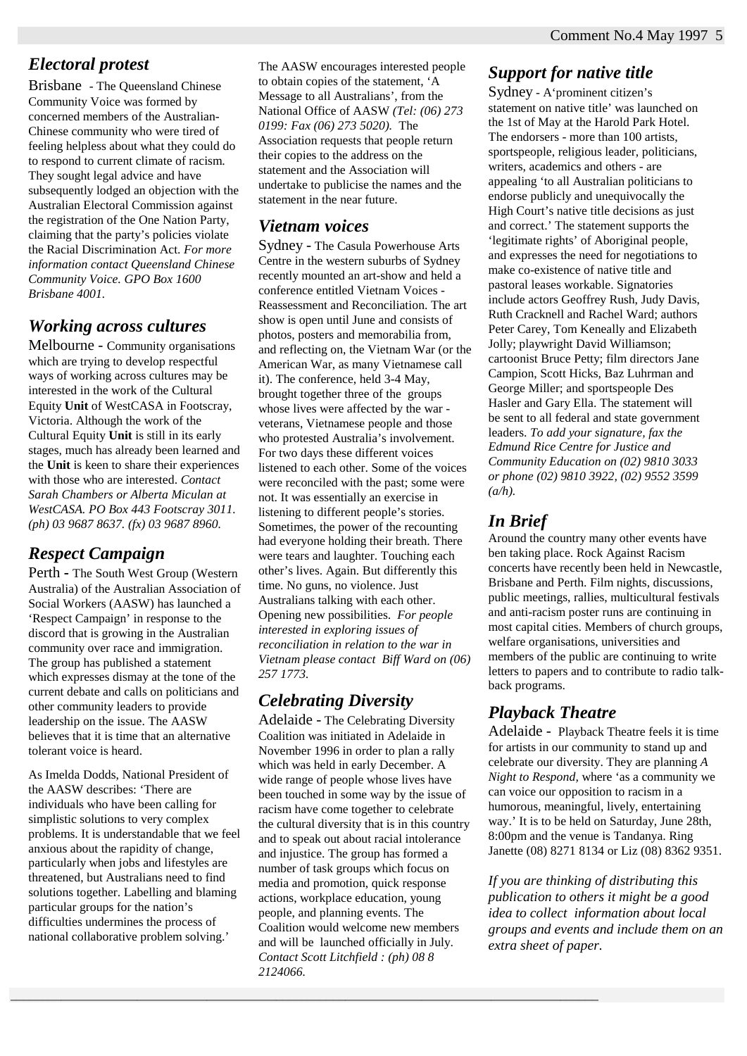## *Electoral protest*

Brisbane - The Queensland Chinese Community Voice was formed by concerned members of the Australian-Chinese community who were tired of feeling helpless about what they could do to respond to current climate of racism. They sought legal advice and have subsequently lodged an objection with the Australian Electoral Commission against the registration of the One Nation Party, claiming that the party's policies violate the Racial Discrimination Act. *For more information contact Queensland Chinese Community Voice. GPO Box 1600 Brisbane 4001.*

## *Working across cultures*

Melbourne - Community organisations which are trying to develop respectful ways of working across cultures may be interested in the work of the Cultural Equity **Unit** of WestCASA in Footscray, Victoria. Although the work of the Cultural Equity **Unit** is still in its early stages, much has already been learned and the **Unit** is keen to share their experiences with those who are interested. *Contact Sarah Chambers or Alberta Miculan at WestCASA. PO Box 443 Footscray 3011. (ph) 03 9687 8637. (fx) 03 9687 8960.*

## *Respect Campaign*

Perth - The South West Group (Western Australia) of the Australian Association of Social Workers (AASW) has launched a 'Respect Campaign' in response to the discord that is growing in the Australian community over race and immigration. The group has published a statement which expresses dismay at the tone of the current debate and calls on politicians and other community leaders to provide leadership on the issue. The AASW believes that it is time that an alternative tolerant voice is heard.

As Imelda Dodds, National President of the AASW describes: 'There are individuals who have been calling for simplistic solutions to very complex problems. It is understandable that we feel anxious about the rapidity of change, particularly when jobs and lifestyles are threatened, but Australians need to find solutions together. Labelling and blaming particular groups for the nation's difficulties undermines the process of national collaborative problem solving.'

The AASW encourages interested people to obtain copies of the statement, 'A Message to all Australians', from the National Office of AASW *(Tel: (06) 273 0199: Fax (06) 273 5020).* The Association requests that people return their copies to the address on the statement and the Association will undertake to publicise the names and the statement in the near future.

## *Vietnam voices*

Sydney - The Casula Powerhouse Arts Centre in the western suburbs of Sydney recently mounted an art-show and held a conference entitled Vietnam Voices - Reassessment and Reconciliation. The art show is open until June and consists of photos, posters and memorabilia from, and reflecting on, the Vietnam War (or the American War, as many Vietnamese call it). The conference, held 3-4 May, brought together three of the groups whose lives were affected by the war - veterans, Vietnamese people and those who protested Australia's involvement. For two days these different voices listened to each other. Some of the voices were reconciled with the past; some were not. It was essentially an exercise in listening to different people's stories. Sometimes, the power of the recounting had everyone holding their breath. There were tears and laughter. Touching each other's lives. Again. But differently this time. No guns, no violence. Just Australians talking with each other. Opening new possibilities. *For people interested in exploring issues of reconciliation in relation to the war in Vietnam please contact Biff Ward on (06) 257 1773.*

## *Celebrating Diversity*

Adelaide - The Celebrating Diversity Coalition was initiated in Adelaide in November 1996 in order to plan a rally which was held in early December. A wide range of people whose lives have been touched in some way by the issue of racism have come together to celebrate the cultural diversity that is in this country and to speak out about racial intolerance and injustice. The group has formed a number of task groups which focus on media and promotion, quick response actions, workplace education, young people, and planning events. The Coalition would welcome new members and will be launched officially in July. *Contact Scott Litchfield : (ph) 08 8 2124066.*

## *Support for native title*

Sydney - A'prominent citizen's statement on native title' was launched on the 1st of May at the Harold Park Hotel. The endorsers - more than 100 artists, sportspeople, religious leader, politicians, writers, academics and others - are appealing 'to all Australian politicians to endorse publicly and unequivocally the High Court's native title decisions as just and correct.' The statement supports the 'legitimate rights' of Aboriginal people, and expresses the need for negotiations to make co-existence of native title and pastoral leases workable. Signatories include actors Geoffrey Rush, Judy Davis, Ruth Cracknell and Rachel Ward; authors Peter Carey, Tom Keneally and Elizabeth Jolly; playwright David Williamson; cartoonist Bruce Petty; film directors Jane Campion, Scott Hicks, Baz Luhrman and George Miller; and sportspeople Des Hasler and Gary Ella. The statement will be sent to all federal and state government leaders. *To add your signature, fax the Edmund Rice Centre for Justice and Community Education on (02) 9810 3033 or phone (02) 9810 3922, (02) 9552 3599 (a/h).*

## *In Brief*

Around the country many other events have ben taking place. Rock Against Racism concerts have recently been held in Newcastle, Brisbane and Perth. Film nights, discussions, public meetings, rallies, multicultural festivals and anti-racism poster runs are continuing in most capital cities. Members of church groups, welfare organisations, universities and members of the public are continuing to write letters to papers and to contribute to radio talk-back programs.

## *Playback Theatre*

Adelaide - Playback Theatre feels it is time for artists in our community to stand up and celebrate our diversity. They are planning *A Night to Respond,* where 'as a community we can voice our opposition to racism in a humorous, meaningful, lively, entertaining way.' It is to be held on Saturday, June 28th, 8:00pm and the venue is Tandanya. Ring Janette (08) 8271 8134 or Liz (08) 8362 9351.

*If you are thinking of distributing this publication to others it might be a good idea to collect information about local groups and events and include them on an extra sheet of paper.*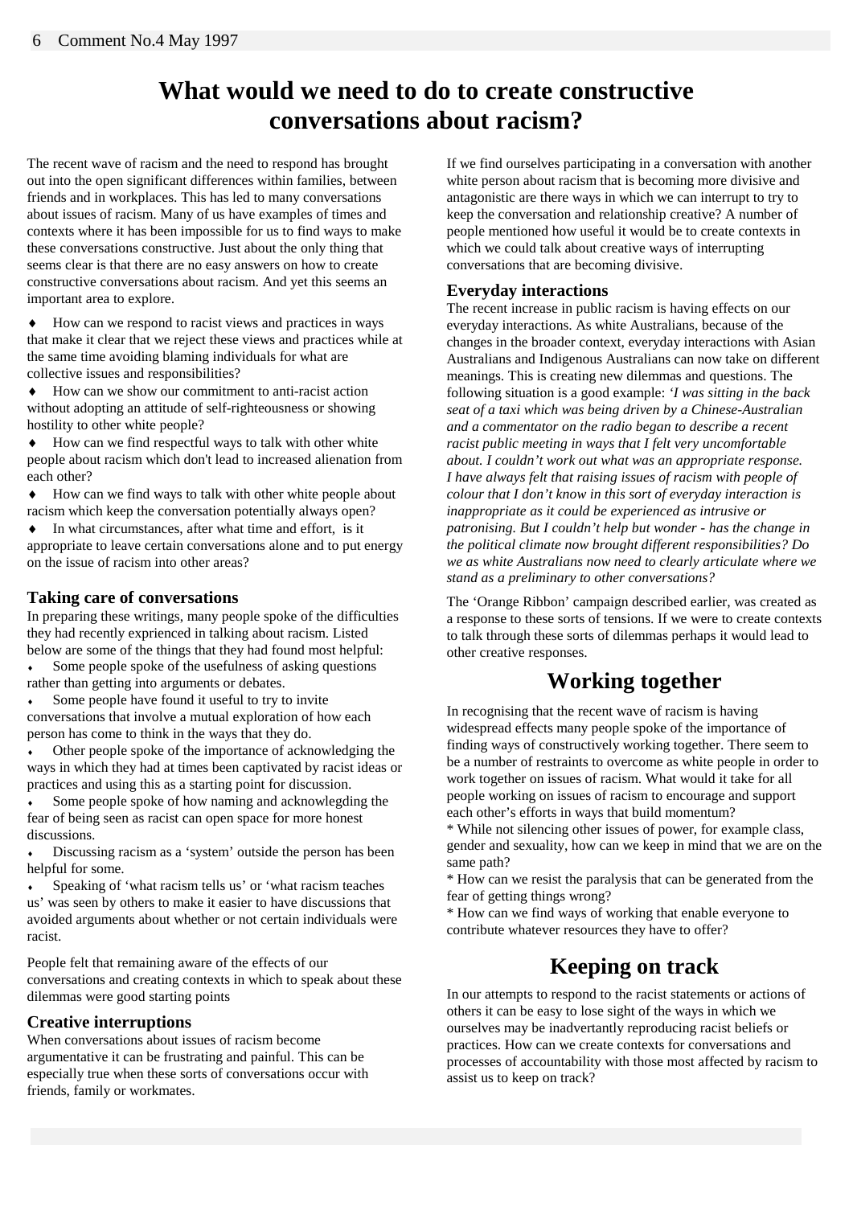# What would we need to do to create constructive conversations about racism?

The recent wave of racism and the need to respond has brought out into the open significant differences within families, between friends and in workplaces. This has led to many conversations about issues of racism. Many of us have examples of times and contexts where it has been impossible for us to find ways to make these conversations constructive. Just about the only thing that seems clear is that there are no easy answers on how to create constructive conversations about racism. And yet this seems an important area to explore.

- How can we respond to racist views and practices in ways that make it clear that we reject these views and practices while at the same time avoiding blaming individuals for what are collective issues and responsibilities?
- How can we show our commitment to anti-racist action without adopting an attitude of self-righteousness or showing hostility to other white people?
- How can we find respectful ways to talk with other white people about racism which don't lead to increased alienation from each other?
- How can we find ways to talk with other white people about racism which keep the conversation potentially always open?
- In what circumstances, after what time and effort, is it appropriate to leave certain conversations alone and to put energy on the issue of racism into other areas?

### Taking care of conversations

In preparing these writings, many people spoke of the difficulties they had recently exprienced in talking about racism. Listed below are some of the things that they had found most helpful:

- Some people spoke of the usefulness of asking questions rather than getting into arguments or debates.
- Some people have found it useful to try to invite conversations that involve a mutual exploration of how each person has come to think in the ways that they do.
- Other people spoke of the importance of acknowledging the ways in which they had at times been captivated by racist ideas or practices and using this as a starting point for discussion.
- Some people spoke of how naming and acknowlegding the fear of being seen as racist can open space for more honest discussions.
- Discussing racism as a 'system' outside the person has been helpful for some.
- Speaking of 'what racism tells us' or 'what racism teaches us' was seen by others to make it easier to have discussions that avoided arguments about whether or not certain individuals were racist.

People felt that remaining aware of the effects of our conversations and creating contexts in which to speak about these dilemmas were good starting points

### Creative interruptions

When conversations about issues of racism become argumentative it can be frustrating and painful. This can be especially true when these sorts of conversations occur with friends, family or workmates.

If we find ourselves participating in a conversation with another white person about racism that is becoming more divisive and antagonistic are there ways in which we can interrupt to try to keep the conversation and relationship creative? A number of people mentioned how useful it would be to create contexts in which we could talk about creative ways of interrupting conversations that are becoming divisive.

### Everyday interactions

The recent increase in public racism is having effects on our everyday interactions. As white Australians, because of the changes in the broader context, everyday interactions with Asian Australians and Indigenous Australians can now take on different meanings. This is creating new dilemmas and questions. The following situation is a good example: *'I was sitting in the back seat of a taxi which was being driven by a Chinese-Australian and a commentator on the radio began to describe a recent racist public meeting in ways that I felt very uncomfortable about. I couldn't work out what was an appropriate response. I have always felt that raising issues of racism with people of colour that I don't know in this sort of everyday interaction is inappropriate as it could be experienced as intrusive or patronising. But I couldn't help but wonder - has the change in the political climate now brought different responsibilities? Do we as white Australians now need to clearly articulate where we stand as a preliminary to other conversations?*

The 'Orange Ribbon' campaign described earlier, was created as a response to these sorts of tensions. If we were to create contexts to talk through these sorts of dilemmas perhaps it would lead to other creative responses.

## Working together

In recognising that the recent wave of racism is having widespread effects many people spoke of the importance of finding ways of constructively working together. There seem to be a number of restraints to overcome as white people in order to work together on issues of racism. What would it take for all people working on issues of racism to encourage and support each other's efforts in ways that build momentum?

* While not silencing other issues of power, for example class, gender and sexuality, how can we keep in mind that we are on the same path?
* How can we resist the paralysis that can be generated from the fear of getting things wrong?
* How can we find ways of working that enable everyone to contribute whatever resources they have to offer?

## Keeping on track

In our attempts to respond to the racist statements or actions of others it can be easy to lose sight of the ways in which we ourselves may be inadvertantly reproducing racist beliefs or practices. How can we create contexts for conversations and processes of accountability with those most affected by racism to assist us to keep on track?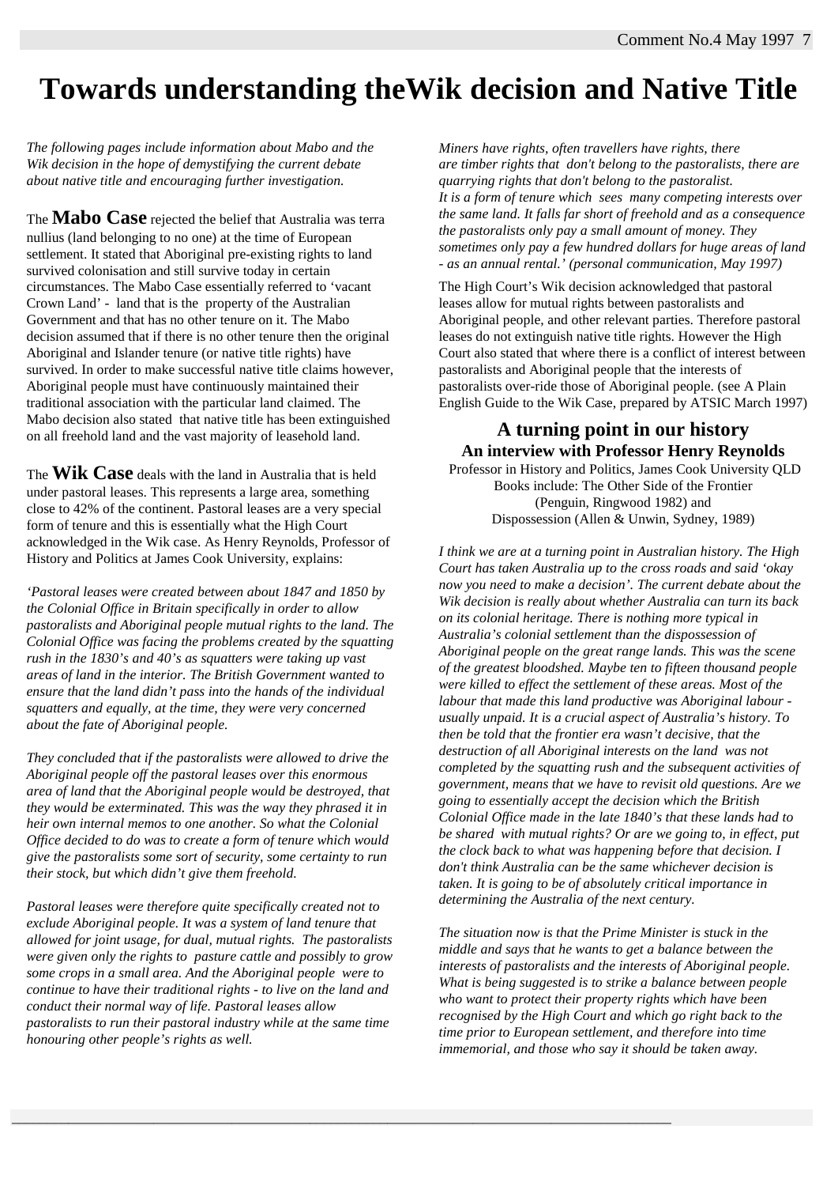# Towards understanding theWik decision and Native Title

*The following pages include information about Mabo and the Wik decision in the hope of demystifying the current debate about native title and encouraging further investigation.*

The **Mabo Case** rejected the belief that Australia was terra nullius (land belonging to no one) at the time of European settlement. It stated that Aboriginal pre-existing rights to land survived colonisation and still survive today in certain circumstances. The Mabo Case essentially referred to 'vacant Crown Land' - land that is the property of the Australian Government and that has no other tenure on it. The Mabo decision assumed that if there is no other tenure then the original Aboriginal and Islander tenure (or native title rights) have survived. In order to make successful native title claims however, Aboriginal people must have continuously maintained their traditional association with the particular land claimed. The Mabo decision also stated that native title has been extinguished on all freehold land and the vast majority of leasehold land.

The **Wik Case** deals with the land in Australia that is held under pastoral leases. This represents a large area, something close to 42% of the continent. Pastoral leases are a very special form of tenure and this is essentially what the High Court acknowledged in the Wik case. As Henry Reynolds, Professor of History and Politics at James Cook University, explains:

*'Pastoral leases were created between about 1847 and 1850 by the Colonial Office in Britain specifically in order to allow pastoralists and Aboriginal people mutual rights to the land. The Colonial Office was facing the problems created by the squatting rush in the 1830's and 40's as squatters were taking up vast areas of land in the interior. The British Government wanted to ensure that the land didn't pass into the hands of the individual squatters and equally, at the time, they were very concerned about the fate of Aboriginal people.*

*They concluded that if the pastoralists were allowed to drive the Aboriginal people off the pastoral leases over this enormous area of land that the Aboriginal people would be destroyed, that they would be exterminated. This was the way they phrased it in heir own internal memos to one another. So what the Colonial Office decided to do was to create a form of tenure which would give the pastoralists some sort of security, some certainty to run their stock, but which didn't give them freehold.*

*Pastoral leases were therefore quite specifically created not to exclude Aboriginal people. It was a system of land tenure that allowed for joint usage, for dual, mutual rights. The pastoralists were given only the rights to pasture cattle and possibly to grow some crops in a small area. And the Aboriginal people were to continue to have their traditional rights - to live on the land and conduct their normal way of life. Pastoral leases allow pastoralists to run their pastoral industry while at the same time honouring other people's rights as well.*

*Miners have rights, often travellers have rights, there are timber rights that don't belong to the pastoralists, there are quarrying rights that don't belong to the pastoralist. It is a form of tenure which sees many competing interests over the same land. It falls far short of freehold and as a consequence the pastoralists only pay a small amount of money. They sometimes only pay a few hundred dollars for huge areas of land - as an annual rental.' (personal communication, May 1997)*

The High Court's Wik decision acknowledged that pastoral leases allow for mutual rights between pastoralists and Aboriginal people, and other relevant parties. Therefore pastoral leases do not extinguish native title rights. However the High Court also stated that where there is a conflict of interest between pastoralists and Aboriginal people that the interests of pastoralists over-ride those of Aboriginal people. (see A Plain English Guide to the Wik Case, prepared by ATSIC March 1997)

## A turning point in our history

### An interview with Professor Henry Reynolds

Professor in History and Politics, James Cook University QLD
Books include: The Other Side of the Frontier
(Penguin, Ringwood 1982) and
Dispossession (Allen & Unwin, Sydney, 1989)

*I think we are at a turning point in Australian history. The High Court has taken Australia up to the cross roads and said 'okay now you need to make a decision'. The current debate about the Wik decision is really about whether Australia can turn its back on its colonial heritage. There is nothing more typical in Australia's colonial settlement than the dispossession of Aboriginal people on the great range lands. This was the scene of the greatest bloodshed. Maybe ten to fifteen thousand people were killed to effect the settlement of these areas. Most of the labour that made this land productive was Aboriginal labour - usually unpaid. It is a crucial aspect of Australia's history. To then be told that the frontier era wasn't decisive, that the destruction of all Aboriginal interests on the land was not completed by the squatting rush and the subsequent activities of government, means that we have to revisit old questions. Are we going to essentially accept the decision which the British Colonial Office made in the late 1840's that these lands had to be shared with mutual rights? Or are we going to, in effect, put the clock back to what was happening before that decision. I don't think Australia can be the same whichever decision is taken. It is going to be of absolutely critical importance in determining the Australia of the next century.*

*The situation now is that the Prime Minister is stuck in the middle and says that he wants to get a balance between the interests of pastoralists and the interests of Aboriginal people. What is being suggested is to strike a balance between people who want to protect their property rights which have been recognised by the High Court and which go right back to the time prior to European settlement, and therefore into time immemorial, and those who say it should be taken away.*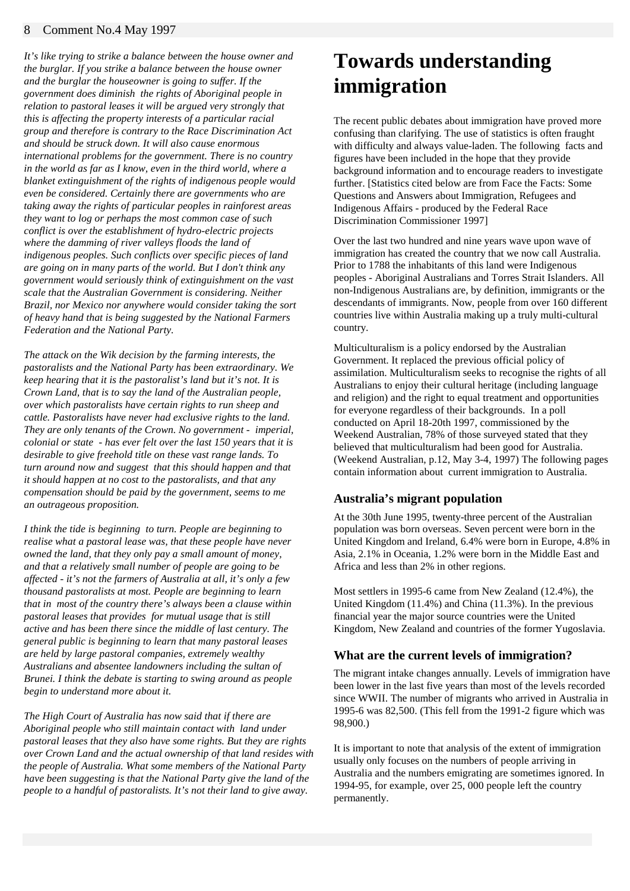*It's like trying to strike a balance between the house owner and the burglar. If you strike a balance between the house owner and the burglar the houseowner is going to suffer. If the government does diminish the rights of Aboriginal people in relation to pastoral leases it will be argued very strongly that this is affecting the property interests of a particular racial group and therefore is contrary to the Race Discrimination Act and should be struck down. It will also cause enormous international problems for the government. There is no country in the world as far as I know, even in the third world, where a blanket extinguishment of the rights of indigenous people would even be considered. Certainly there are governments who are taking away the rights of particular peoples in rainforest areas they want to log or perhaps the most common case of such conflict is over the establishment of hydro-electric projects where the damming of river valleys floods the land of indigenous peoples. Such conflicts over specific pieces of land are going on in many parts of the world. But I don't think any government would seriously think of extinguishment on the vast scale that the Australian Government is considering. Neither Brazil, nor Mexico nor anywhere would consider taking the sort of heavy hand that is being suggested by the National Farmers Federation and the National Party.*

*The attack on the Wik decision by the farming interests, the pastoralists and the National Party has been extraordinary. We keep hearing that it is the pastoralist's land but it's not. It is Crown Land, that is to say the land of the Australian people, over which pastoralists have certain rights to run sheep and cattle. Pastoralists have never had exclusive rights to the land. They are only tenants of the Crown. No government - imperial, colonial or state - has ever felt over the last 150 years that it is desirable to give freehold title on these vast range lands. To turn around now and suggest that this should happen and that it should happen at no cost to the pastoralists, and that any compensation should be paid by the government, seems to me an outrageous proposition.*

*I think the tide is beginning to turn. People are beginning to realise what a pastoral lease was, that these people have never owned the land, that they only pay a small amount of money, and that a relatively small number of people are going to be affected - it's not the farmers of Australia at all, it's only a few thousand pastoralists at most. People are beginning to learn that in most of the country there's always been a clause within pastoral leases that provides for mutual usage that is still active and has been there since the middle of last century. The general public is beginning to learn that many pastoral leases are held by large pastoral companies, extremely wealthy Australians and absentee landowners including the sultan of Brunei. I think the debate is starting to swing around as people begin to understand more about it.*

*The High Court of Australia has now said that if there are Aboriginal people who still maintain contact with land under pastoral leases that they also have some rights. But they are rights over Crown Land and the actual ownership of that land resides with the people of Australia. What some members of the National Party have been suggesting is that the National Party give the land of the people to a handful of pastoralists. It's not their land to give away.*

# Towards understanding immigration

The recent public debates about immigration have proved more confusing than clarifying. The use of statistics is often fraught with difficulty and always value-laden. The following facts and figures have been included in the hope that they provide background information and to encourage readers to investigate further. [Statistics cited below are from Face the Facts: Some Questions and Answers about Immigration, Refugees and Indigenous Affairs - produced by the Federal Race Discrimination Commissioner 1997]

Over the last two hundred and nine years wave upon wave of immigration has created the country that we now call Australia. Prior to 1788 the inhabitants of this land were Indigenous peoples - Aboriginal Australians and Torres Strait Islanders. All non-Indigenous Australians are, by definition, immigrants or the descendants of immigrants. Now, people from over 160 different countries live within Australia making up a truly multi-cultural country.

Multiculturalism is a policy endorsed by the Australian Government. It replaced the previous official policy of assimilation. Multiculturalism seeks to recognise the rights of all Australians to enjoy their cultural heritage (including language and religion) and the right to equal treatment and opportunities for everyone regardless of their backgrounds. In a poll conducted on April 18-20th 1997, commissioned by the Weekend Australian, 78% of those surveyed stated that they believed that multiculturalism had been good for Australia. (Weekend Australian, p.12, May 3-4, 1997) The following pages contain information about current immigration to Australia.

## Australia's migrant population

At the 30th June 1995, twenty-three percent of the Australian population was born overseas. Seven percent were born in the United Kingdom and Ireland, 6.4% were born in Europe, 4.8% in Asia, 2.1% in Oceania, 1.2% were born in the Middle East and Africa and less than 2% in other regions.

Most settlers in 1995-6 came from New Zealand (12.4%), the United Kingdom (11.4%) and China (11.3%). In the previous financial year the major source countries were the United Kingdom, New Zealand and countries of the former Yugoslavia.

## What are the current levels of immigration?

The migrant intake changes annually. Levels of immigration have been lower in the last five years than most of the levels recorded since WWII. The number of migrants who arrived in Australia in 1995-6 was 82,500. (This fell from the 1991-2 figure which was 98,900.)

It is important to note that analysis of the extent of immigration usually only focuses on the numbers of people arriving in Australia and the numbers emigrating are sometimes ignored. In 1994-95, for example, over 25, 000 people left the country permanently.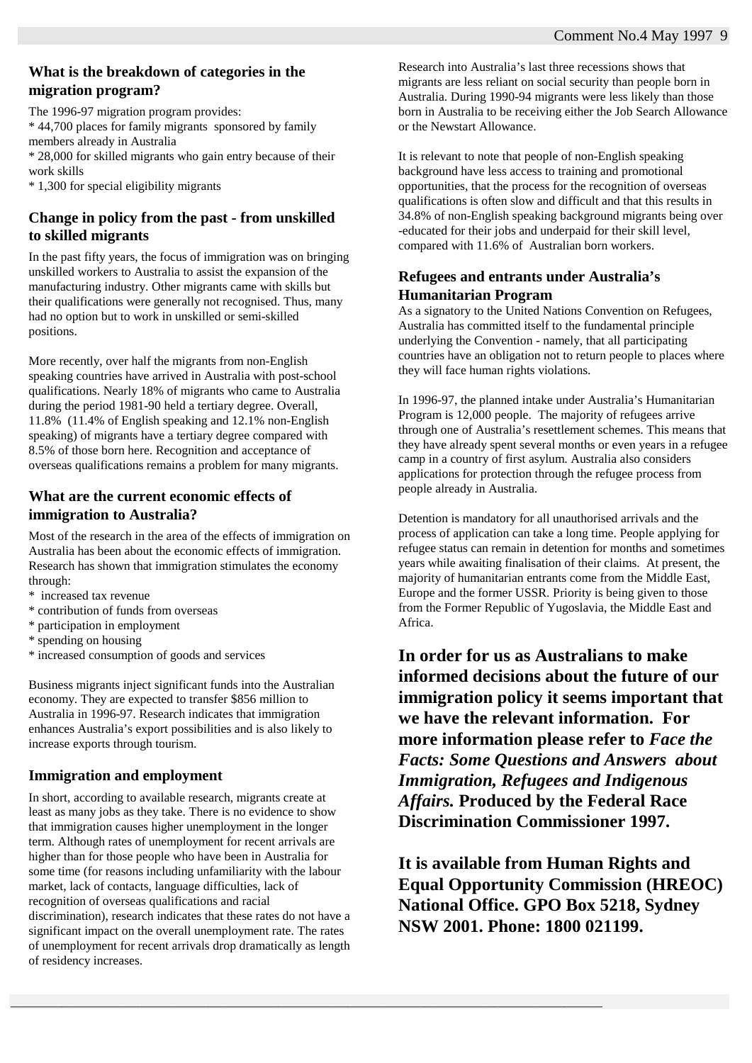## What is the breakdown of categories in the migration program?

The 1996-97 migration program provides:

* 44,700 places for family migrants sponsored by family members already in Australia
* 28,000 for skilled migrants who gain entry because of their work skills
* 1,300 for special eligibility migrants

## Change in policy from the past - from unskilled to skilled migrants

In the past fifty years, the focus of immigration was on bringing unskilled workers to Australia to assist the expansion of the manufacturing industry. Other migrants came with skills but their qualifications were generally not recognised. Thus, many had no option but to work in unskilled or semi-skilled positions.

More recently, over half the migrants from non-English speaking countries have arrived in Australia with post-school qualifications. Nearly 18% of migrants who came to Australia during the period 1981-90 held a tertiary degree. Overall, 11.8% (11.4% of English speaking and 12.1% non-English speaking) of migrants have a tertiary degree compared with 8.5% of those born here. Recognition and acceptance of overseas qualifications remains a problem for many migrants.

## What are the current economic effects of immigration to Australia?

Most of the research in the area of the effects of immigration on Australia has been about the economic effects of immigration. Research has shown that immigration stimulates the economy through:

* increased tax revenue
* contribution of funds from overseas
* participation in employment
* spending on housing
* increased consumption of goods and services

Business migrants inject significant funds into the Australian economy. They are expected to transfer $856 million to Australia in 1996-97. Research indicates that immigration enhances Australia's export possibilities and is also likely to increase exports through tourism.

## Immigration and employment

In short, according to available research, migrants create at least as many jobs as they take. There is no evidence to show that immigration causes higher unemployment in the longer term. Although rates of unemployment for recent arrivals are higher than for those people who have been in Australia for some time (for reasons including unfamiliarity with the labour market, lack of contacts, language difficulties, lack of recognition of overseas qualifications and racial discrimination), research indicates that these rates do not have a significant impact on the overall unemployment rate. The rates of unemployment for recent arrivals drop dramatically as length of residency increases.

Research into Australia's last three recessions shows that migrants are less reliant on social security than people born in Australia. During 1990-94 migrants were less likely than those born in Australia to be receiving either the Job Search Allowance or the Newstart Allowance.

It is relevant to note that people of non-English speaking background have less access to training and promotional opportunities, that the process for the recognition of overseas qualifications is often slow and difficult and that this results in 34.8% of non-English speaking background migrants being over -educated for their jobs and underpaid for their skill level, compared with 11.6% of Australian born workers.

## Refugees and entrants under Australia's Humanitarian Program

As a signatory to the United Nations Convention on Refugees, Australia has committed itself to the fundamental principle underlying the Convention - namely, that all participating countries have an obligation not to return people to places where they will face human rights violations.

In 1996-97, the planned intake under Australia's Humanitarian Program is 12,000 people. The majority of refugees arrive through one of Australia's resettlement schemes. This means that they have already spent several months or even years in a refugee camp in a country of first asylum. Australia also considers applications for protection through the refugee process from people already in Australia.

Detention is mandatory for all unauthorised arrivals and the process of application can take a long time. People applying for refugee status can remain in detention for months and sometimes years while awaiting finalisation of their claims. At present, the majority of humanitarian entrants come from the Middle East, Europe and the former USSR. Priority is being given to those from the Former Republic of Yugoslavia, the Middle East and Africa.

**In order for us as Australians to make informed decisions about the future of our immigration policy it seems important that we have the relevant information. For more information please refer to *Face the Facts: Some Questions and Answers about Immigration, Refugees and Indigenous Affairs.* Produced by the Federal Race Discrimination Commissioner 1997.**

**It is available from Human Rights and Equal Opportunity Commission (HREOC) National Office. GPO Box 5218, Sydney NSW 2001. Phone: 1800 021199.**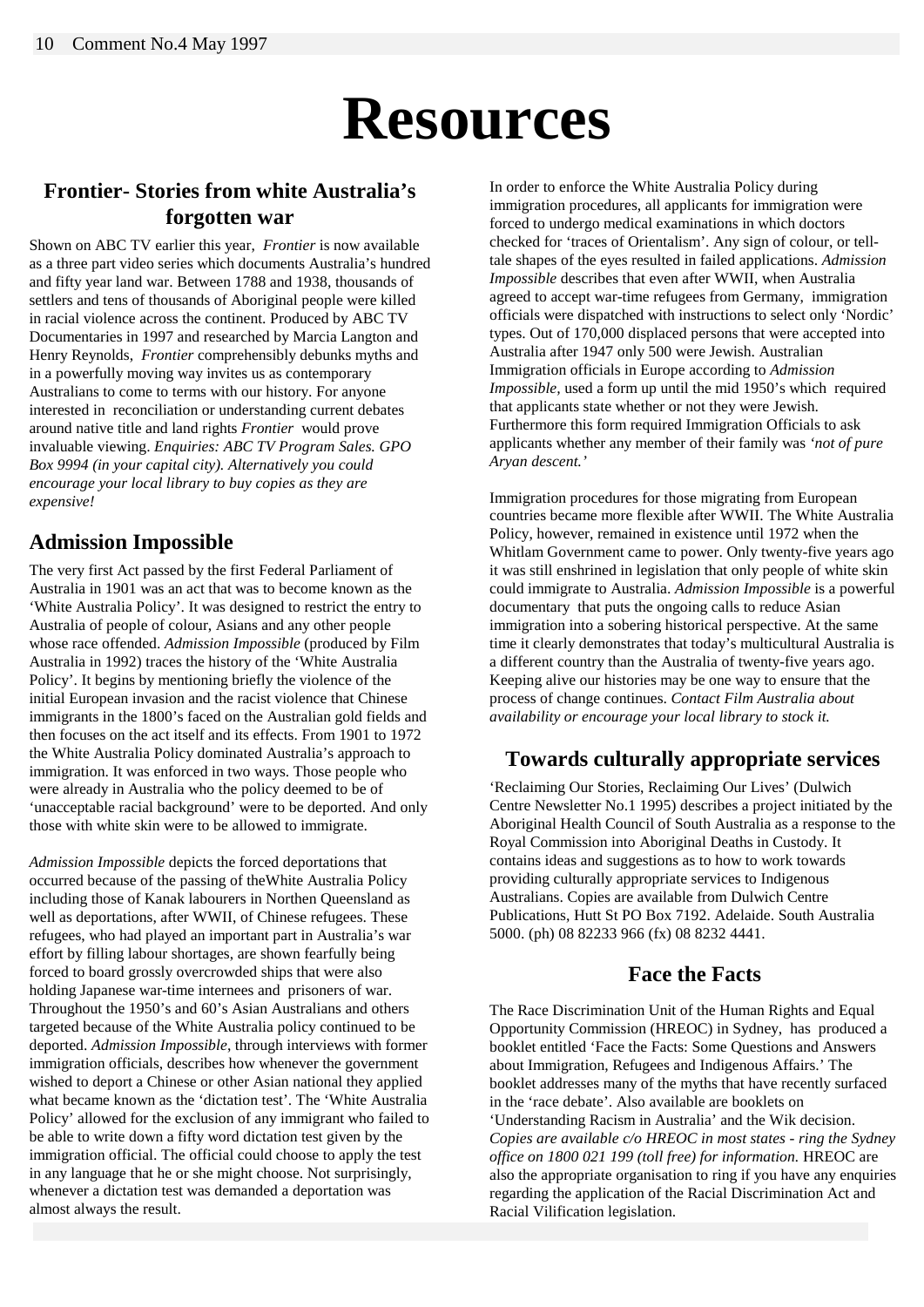# Resources

## Frontier- Stories from white Australia's forgotten war

Shown on ABC TV earlier this year, *Frontier* is now available as a three part video series which documents Australia's hundred and fifty year land war. Between 1788 and 1938, thousands of settlers and tens of thousands of Aboriginal people were killed in racial violence across the continent. Produced by ABC TV Documentaries in 1997 and researched by Marcia Langton and Henry Reynolds, *Frontier* comprehensibly debunks myths and in a powerfully moving way invites us as contemporary Australians to come to terms with our history. For anyone interested in reconciliation or understanding current debates around native title and land rights *Frontier* would prove invaluable viewing. *Enquiries: ABC TV Program Sales. GPO Box 9994 (in your capital city). Alternatively you could encourage your local library to buy copies as they are expensive!*

## Admission Impossible

The very first Act passed by the first Federal Parliament of Australia in 1901 was an act that was to become known as the 'White Australia Policy'. It was designed to restrict the entry to Australia of people of colour, Asians and any other people whose race offended. *Admission Impossible* (produced by Film Australia in 1992) traces the history of the 'White Australia Policy'. It begins by mentioning briefly the violence of the initial European invasion and the racist violence that Chinese immigrants in the 1800's faced on the Australian gold fields and then focuses on the act itself and its effects. From 1901 to 1972 the White Australia Policy dominated Australia's approach to immigration. It was enforced in two ways. Those people who were already in Australia who the policy deemed to be of 'unacceptable racial background' were to be deported. And only those with white skin were to be allowed to immigrate.

*Admission Impossible* depicts the forced deportations that occurred because of the passing of theWhite Australia Policy including those of Kanak labourers in Northen Queensland as well as deportations, after WWII, of Chinese refugees. These refugees, who had played an important part in Australia's war effort by filling labour shortages, are shown fearfully being forced to board grossly overcrowded ships that were also holding Japanese war-time internees and prisoners of war. Throughout the 1950's and 60's Asian Australians and others targeted because of the White Australia policy continued to be deported. *Admission Impossible*, through interviews with former immigration officials, describes how whenever the government wished to deport a Chinese or other Asian national they applied what became known as the 'dictation test'. The 'White Australia Policy' allowed for the exclusion of any immigrant who failed to be able to write down a fifty word dictation test given by the immigration official. The official could choose to apply the test in any language that he or she might choose. Not surprisingly, whenever a dictation test was demanded a deportation was almost always the result.

In order to enforce the White Australia Policy during immigration procedures, all applicants for immigration were forced to undergo medical examinations in which doctors checked for 'traces of Orientalism'. Any sign of colour, or tell-tale shapes of the eyes resulted in failed applications. *Admission Impossible* describes that even after WWII, when Australia agreed to accept war-time refugees from Germany, immigration officials were dispatched with instructions to select only 'Nordic' types. Out of 170,000 displaced persons that were accepted into Australia after 1947 only 500 were Jewish. Australian Immigration officials in Europe according to *Admission Impossible*, used a form up until the mid 1950's which required that applicants state whether or not they were Jewish. Furthermore this form required Immigration Officials to ask applicants whether any member of their family was *'not of pure Aryan descent.'*

Immigration procedures for those migrating from European countries became more flexible after WWII. The White Australia Policy, however, remained in existence until 1972 when the Whitlam Government came to power. Only twenty-five years ago it was still enshrined in legislation that only people of white skin could immigrate to Australia. *Admission Impossible* is a powerful documentary that puts the ongoing calls to reduce Asian immigration into a sobering historical perspective. At the same time it clearly demonstrates that today's multicultural Australia is a different country than the Australia of twenty-five years ago. Keeping alive our histories may be one way to ensure that the process of change continues. *Contact Film Australia about availability or encourage your local library to stock it.*

## Towards culturally appropriate services

'Reclaiming Our Stories, Reclaiming Our Lives' (Dulwich Centre Newsletter No.1 1995) describes a project initiated by the Aboriginal Health Council of South Australia as a response to the Royal Commission into Aboriginal Deaths in Custody. It contains ideas and suggestions as to how to work towards providing culturally appropriate services to Indigenous Australians. Copies are available from Dulwich Centre Publications, Hutt St PO Box 7192. Adelaide. South Australia 5000. (ph) 08 82233 966 (fx) 08 8232 4441.

## Face the Facts

The Race Discrimination Unit of the Human Rights and Equal Opportunity Commission (HREOC) in Sydney, has produced a booklet entitled 'Face the Facts: Some Questions and Answers about Immigration, Refugees and Indigenous Affairs.' The booklet addresses many of the myths that have recently surfaced in the 'race debate'. Also available are booklets on 'Understanding Racism in Australia' and the Wik decision. *Copies are available c/o HREOC in most states - ring the Sydney office on 1800 021 199 (toll free) for information.* HREOC are also the appropriate organisation to ring if you have any enquiries regarding the application of the Racial Discrimination Act and Racial Vilification legislation.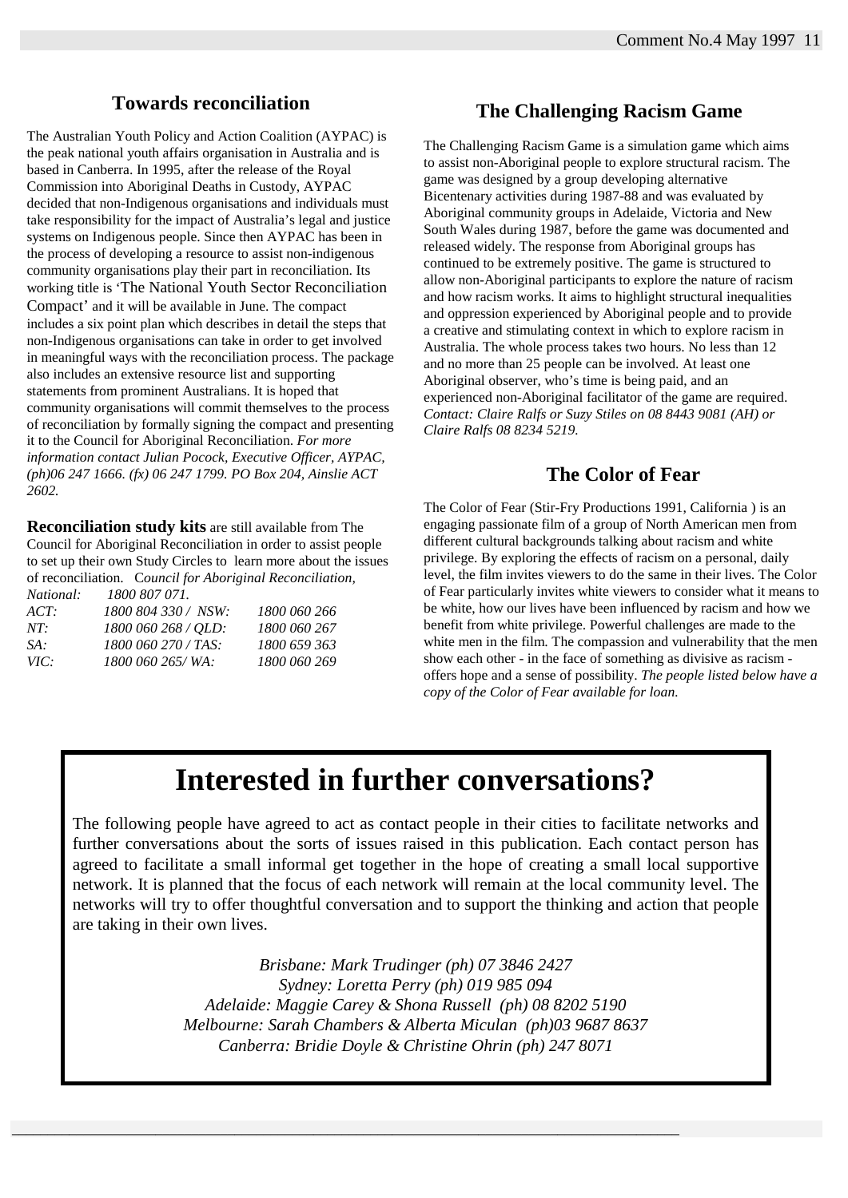## Towards reconciliation

The Australian Youth Policy and Action Coalition (AYPAC) is the peak national youth affairs organisation in Australia and is based in Canberra. In 1995, after the release of the Royal Commission into Aboriginal Deaths in Custody, AYPAC decided that non-Indigenous organisations and individuals must take responsibility for the impact of Australia's legal and justice systems on Indigenous people. Since then AYPAC has been in the process of developing a resource to assist non-indigenous community organisations play their part in reconciliation. Its working title is 'The National Youth Sector Reconciliation Compact' and it will be available in June. The compact includes a six point plan which describes in detail the steps that non-Indigenous organisations can take in order to get involved in meaningful ways with the reconciliation process. The package also includes an extensive resource list and supporting statements from prominent Australians. It is hoped that community organisations will commit themselves to the process of reconciliation by formally signing the compact and presenting it to the Council for Aboriginal Reconciliation. *For more information contact Julian Pocock, Executive Officer, AYPAC, (ph)06 247 1666. (fx) 06 247 1799. PO Box 204, Ainslie ACT 2602.*

**Reconciliation study kits** are still available from The Council for Aboriginal Reconciliation in order to assist people to set up their own Study Circles to learn more about the issues of reconciliation. *Council for Aboriginal Reconciliation,*

*National: 1800 807 071.*
*ACT: 1800 804 330 / NSW: 1800 060 266*
*NT: 1800 060 268 / QLD: 1800 060 267*
*SA: 1800 060 270 / TAS: 1800 659 363*
*VIC: 1800 060 265/ WA: 1800 060 269*

## The Challenging Racism Game

The Challenging Racism Game is a simulation game which aims to assist non-Aboriginal people to explore structural racism. The game was designed by a group developing alternative Bicentenary activities during 1987-88 and was evaluated by Aboriginal community groups in Adelaide, Victoria and New South Wales during 1987, before the game was documented and released widely. The response from Aboriginal groups has continued to be extremely positive. The game is structured to allow non-Aboriginal participants to explore the nature of racism and how racism works. It aims to highlight structural inequalities and oppression experienced by Aboriginal people and to provide a creative and stimulating context in which to explore racism in Australia. The whole process takes two hours. No less than 12 and no more than 25 people can be involved. At least one Aboriginal observer, who's time is being paid, and an experienced non-Aboriginal facilitator of the game are required. *Contact: Claire Ralfs or Suzy Stiles on 08 8443 9081 (AH) or Claire Ralfs 08 8234 5219.*

## The Color of Fear

The Color of Fear (Stir-Fry Productions 1991, California ) is an engaging passionate film of a group of North American men from different cultural backgrounds talking about racism and white privilege. By exploring the effects of racism on a personal, daily level, the film invites viewers to do the same in their lives. The Color of Fear particularly invites white viewers to consider what it means to be white, how our lives have been influenced by racism and how we benefit from white privilege. Powerful challenges are made to the white men in the film. The compassion and vulnerability that the men show each other - in the face of something as divisive as racism - offers hope and a sense of possibility. *The people listed below have a copy of the Color of Fear available for loan.*

# Interested in further conversations?

The following people have agreed to act as contact people in their cities to facilitate networks and further conversations about the sorts of issues raised in this publication. Each contact person has agreed to facilitate a small informal get together in the hope of creating a small local supportive network. It is planned that the focus of each network will remain at the local community level. The networks will try to offer thoughtful conversation and to support the thinking and action that people are taking in their own lives.

*Brisbane: Mark Trudinger (ph) 07 3846 2427*
*Sydney: Loretta Perry (ph) 019 985 094*
*Adelaide: Maggie Carey & Shona Russell (ph) 08 8202 5190*
*Melbourne: Sarah Chambers & Alberta Miculan (ph)03 9687 8637*
*Canberra: Bridie Doyle & Christine Ohrin (ph) 247 8071*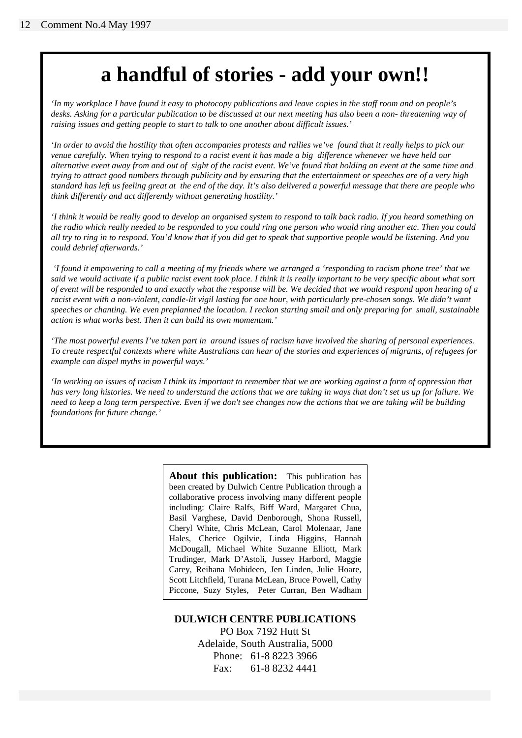# a handful of stories - add your own!!

*'In my workplace I have found it easy to photocopy publications and leave copies in the staff room and on people's desks. Asking for a particular publication to be discussed at our next meeting has also been a non- threatening way of raising issues and getting people to start to talk to one another about difficult issues.'*

*'In order to avoid the hostility that often accompanies protests and rallies we've found that it really helps to pick our venue carefully. When trying to respond to a racist event it has made a big difference whenever we have held our alternative event away from and out of sight of the racist event. We've found that holding an event at the same time and trying to attract good numbers through publicity and by ensuring that the entertainment or speeches are of a very high standard has left us feeling great at the end of the day. It's also delivered a powerful message that there are people who think differently and act differently without generating hostility.'*

*'I think it would be really good to develop an organised system to respond to talk back radio. If you heard something on the radio which really needed to be responded to you could ring one person who would ring another etc. Then you could all try to ring in to respond. You'd know that if you did get to speak that supportive people would be listening. And you could debrief afterwards.'*

*'I found it empowering to call a meeting of my friends where we arranged a 'responding to racism phone tree' that we said we would activate if a public racist event took place. I think it is really important to be very specific about what sort of event will be responded to and exactly what the response will be. We decided that we would respond upon hearing of a racist event with a non-violent, candle-lit vigil lasting for one hour, with particularly pre-chosen songs. We didn't want speeches or chanting. We even preplanned the location. I reckon starting small and only preparing for small, sustainable action is what works best. Then it can build its own momentum.'*

*'The most powerful events I've taken part in around issues of racism have involved the sharing of personal experiences. To create respectful contexts where white Australians can hear of the stories and experiences of migrants, of refugees for example can dispel myths in powerful ways.'*

*'In working on issues of racism I think its important to remember that we are working against a form of oppression that has very long histories. We need to understand the actions that we are taking in ways that don't set us up for failure. We need to keep a long term perspective. Even if we don't see changes now the actions that we are taking will be building foundations for future change.'*

**About this publication:** This publication has been created by Dulwich Centre Publication through a collaborative process involving many different people including: Claire Ralfs, Biff Ward, Margaret Chua, Basil Varghese, David Denborough, Shona Russell, Cheryl White, Chris McLean, Carol Molenaar, Jane Hales, Cherice Ogilvie, Linda Higgins, Hannah McDougall, Michael White Suzanne Elliott, Mark Trudinger, Mark D'Astoli, Jussey Harbord, Maggie Carey, Reihana Mohideen, Jen Linden, Julie Hoare, Scott Litchfield, Turana McLean, Bruce Powell, Cathy Piccone, Suzy Styles, Peter Curran, Ben Wadham

**DULWICH CENTRE PUBLICATIONS**
PO Box 7192 Hutt St
Adelaide, South Australia, 5000
Phone: 61-8 8223 3966
Fax: 61-8 8232 4441